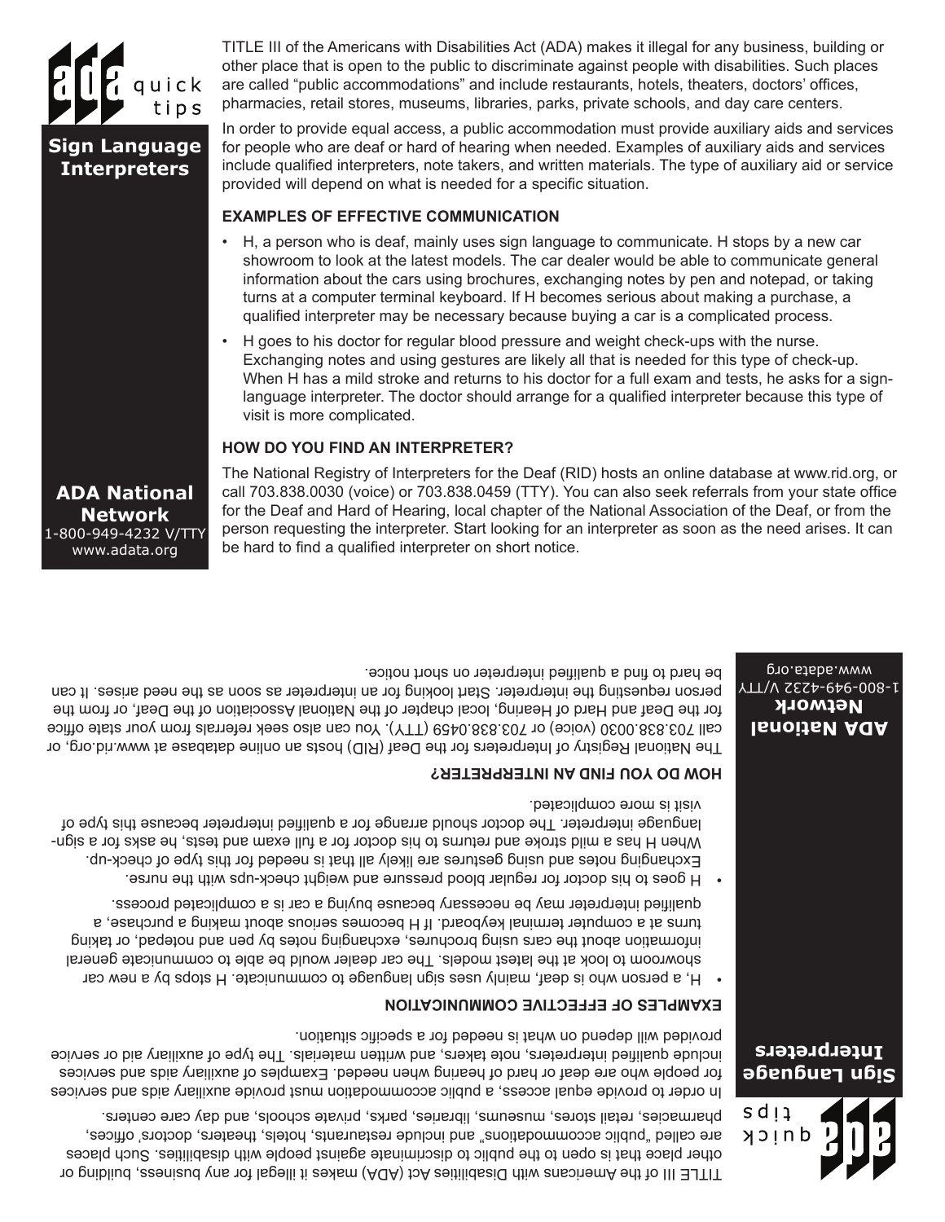# ada quick tips

## Sign Language Interpreters

TITLE III of the Americans with Disabilities Act (ADA) makes it illegal for any business, building or other place that is open to the public to discriminate against people with disabilities. Such places are called "public accommodations" and include restaurants, hotels, theaters, doctors' offices, pharmacies, retail stores, museums, libraries, parks, private schools, and day care centers.

In order to provide equal access, a public accommodation must provide auxiliary aids and services for people who are deaf or hard of hearing when needed. Examples of auxiliary aids and services include qualified interpreters, note takers, and written materials. The type of auxiliary aid or service provided will depend on what is needed for a specific situation.

### EXAMPLES OF EFFECTIVE COMMUNICATION

- H, a person who is deaf, mainly uses sign language to communicate. H stops by a new car showroom to look at the latest models. The car dealer would be able to communicate general information about the cars using brochures, exchanging notes by pen and notepad, or taking turns at a computer terminal keyboard. If H becomes serious about making a purchase, a qualified interpreter may be necessary because buying a car is a complicated process.
- H goes to his doctor for regular blood pressure and weight check-ups with the nurse. Exchanging notes and using gestures are likely all that is needed for this type of check-up. When H has a mild stroke and returns to his doctor for a full exam and tests, he asks for a sign-language interpreter. The doctor should arrange for a qualified interpreter because this type of visit is more complicated.

### HOW DO YOU FIND AN INTERPRETER?

The National Registry of Interpreters for the Deaf (RID) hosts an online database at www.rid.org, or call 703.838.0030 (voice) or 703.838.0459 (TTY). You can also seek referrals from your state office for the Deaf and Hard of Hearing, local chapter of the National Association of the Deaf, or from the person requesting the interpreter. Start looking for an interpreter as soon as the need arises. It can be hard to find a qualified interpreter on short notice.

**ADA National Network**
1-800-949-4232 V/TTY
www.adata.org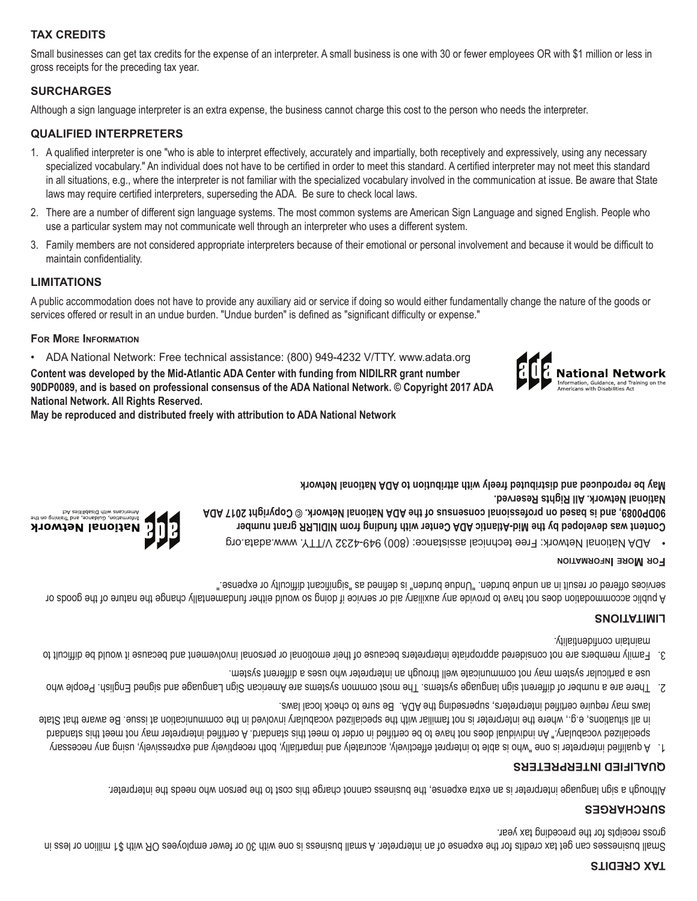## TAX CREDITS

Small businesses can get tax credits for the expense of an interpreter. A small business is one with 30 or fewer employees OR with $1 million or less in gross receipts for the preceding tax year.

## SURCHARGES

Although a sign language interpreter is an extra expense, the business cannot charge this cost to the person who needs the interpreter.

## QUALIFIED INTERPRETERS

1. A qualified interpreter is one "who is able to interpret effectively, accurately and impartially, both receptively and expressively, using any necessary specialized vocabulary." An individual does not have to be certified in order to meet this standard. A certified interpreter may not meet this standard in all situations, e.g., where the interpreter is not familiar with the specialized vocabulary involved in the communication at issue. Be aware that State laws may require certified interpreters, superseding the ADA. Be sure to check local laws.
2. There are a number of different sign language systems. The most common systems are American Sign Language and signed English. People who use a particular system may not communicate well through an interpreter who uses a different system.
3. Family members are not considered appropriate interpreters because of their emotional or personal involvement and because it would be difficult to maintain confidentiality.

## LIMITATIONS

A public accommodation does not have to provide any auxiliary aid or service if doing so would either fundamentally change the nature of the goods or services offered or result in an undue burden. "Undue burden" is defined as "significant difficulty or expense."

### For More Information

- ADA National Network: Free technical assistance: (800) 949-4232 V/TTY. www.adata.org

**Content was developed by the Mid-Atlantic ADA Center with funding from NIDILRR grant number 90DP0089, and is based on professional consensus of the ADA National Network. © Copyright 2017 ADA National Network. All Rights Reserved.**

**May be reproduced and distributed freely with attribution to ADA National Network**

ADA National Network
Information, Guidance, and Training on the Americans with Disabilities Act